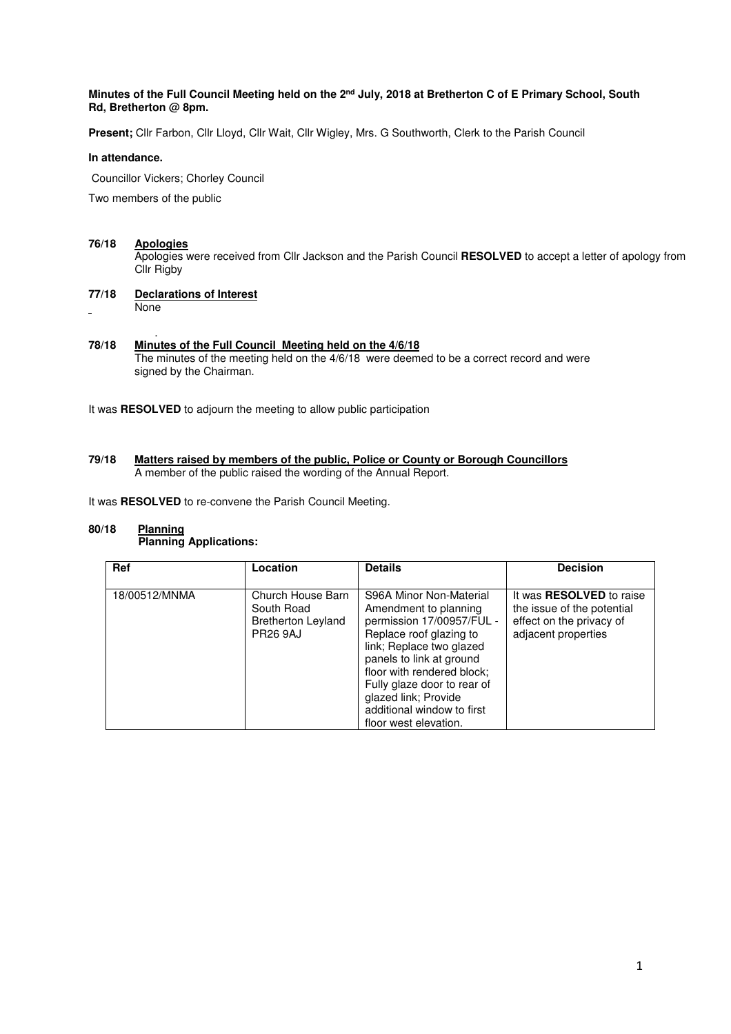**Minutes of the Full Council Meeting held on the 2nd July, 2018 at Bretherton C of E Primary School, South Rd, Bretherton @ 8pm.**

**Present;** Cllr Farbon, Cllr Lloyd, Cllr Wait, Cllr Wigley, Mrs. G Southworth, Clerk to the Parish Council

**In attendance.**

Councillor Vickers; Chorley Council

Two members of the public

**76/18 Apologies**

Apologies were received from Cllr Jackson and the Parish Council **RESOLVED** to accept a letter of apology from Cllr Rigby

**77/18 Declarations of Interest**

None

**78/18 Minutes of the Full Council Meeting held on the 4/6/18**

The minutes of the meeting held on the 4/6/18 were deemed to be a correct record and were signed by the Chairman.

It was **RESOLVED** to adjourn the meeting to allow public participation

**79/18 Matters raised by members of the public, Police or County or Borough Councillors**

A member of the public raised the wording of the Annual Report.

It was **RESOLVED** to re-convene the Parish Council Meeting.

**80/18 Planning**

**Planning Applications:**

| Ref | Location | Details | Decision |
|---|---|---|---|
| 18/00512/MNMA | Church House Barn South Road Bretherton Leyland PR26 9AJ | S96A Minor Non-Material Amendment to planning permission 17/00957/FUL - Replace roof glazing to link; Replace two glazed panels to link at ground floor with rendered block; Fully glaze door to rear of glazed link; Provide additional window to first floor west elevation. | It was **RESOLVED** to raise the issue of the potential effect on the privacy of adjacent properties |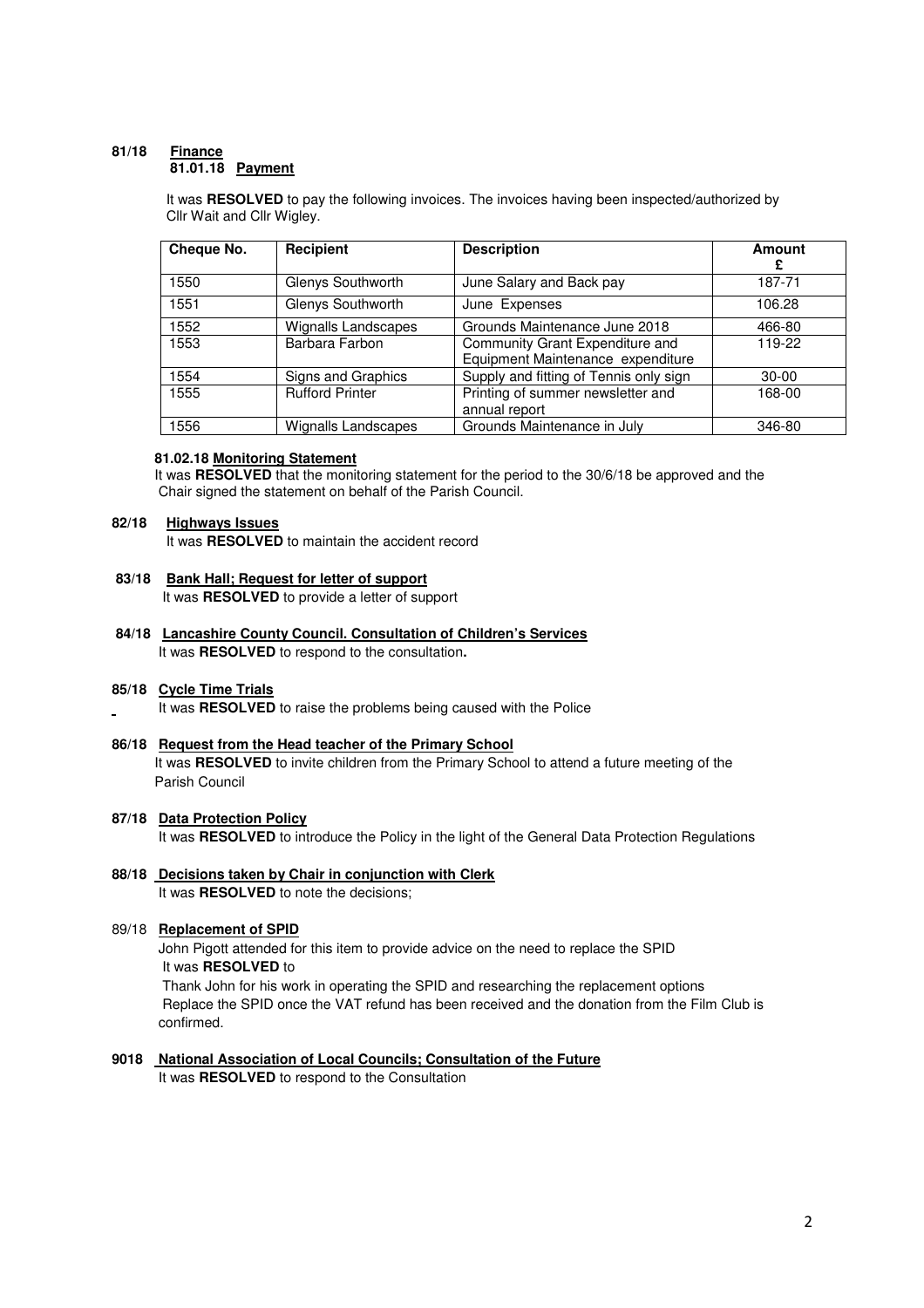**81/18 Finance**

**81.01.18 Payment**

It was **RESOLVED** to pay the following invoices. The invoices having been inspected/authorized by Cllr Wait and Cllr Wigley.

| Cheque No. | Recipient | Description | Amount £ |
|---|---|---|---|
| 1550 | Glenys Southworth | June Salary and Back pay | 187-71 |
| 1551 | Glenys Southworth | June Expenses | 106.28 |
| 1552 | Wignalls Landscapes | Grounds Maintenance June 2018 | 466-80 |
| 1553 | Barbara Farbon | Community Grant Expenditure and Equipment Maintenance expenditure | 119-22 |
| 1554 | Signs and Graphics | Supply and fitting of Tennis only sign | 30-00 |
| 1555 | Rufford Printer | Printing of summer newsletter and annual report | 168-00 |
| 1556 | Wignalls Landscapes | Grounds Maintenance in July | 346-80 |

**81.02.18 Monitoring Statement**

It was **RESOLVED** that the monitoring statement for the period to the 30/6/18 be approved and the Chair signed the statement on behalf of the Parish Council.

**82/18 Highways Issues**

It was **RESOLVED** to maintain the accident record

**83/18 Bank Hall; Request for letter of support**

It was **RESOLVED** to provide a letter of support

**84/18 Lancashire County Council. Consultation of Children's Services**

It was **RESOLVED** to respond to the consultation**.**

**85/18 Cycle Time Trials**

It was **RESOLVED** to raise the problems being caused with the Police

**86/18 Request from the Head teacher of the Primary School**

It was **RESOLVED** to invite children from the Primary School to attend a future meeting of the Parish Council

**87/18 Data Protection Policy**

It was **RESOLVED** to introduce the Policy in the light of the General Data Protection Regulations

**88/18 Decisions taken by Chair in conjunction with Clerk**

It was **RESOLVED** to note the decisions;

89/18 **Replacement of SPID**

John Pigott attended for this item to provide advice on the need to replace the SPID

It was **RESOLVED** to

Thank John for his work in operating the SPID and researching the replacement options

Replace the SPID once the VAT refund has been received and the donation from the Film Club is confirmed.

**9018 National Association of Local Councils; Consultation of the Future**

It was **RESOLVED** to respond to the Consultation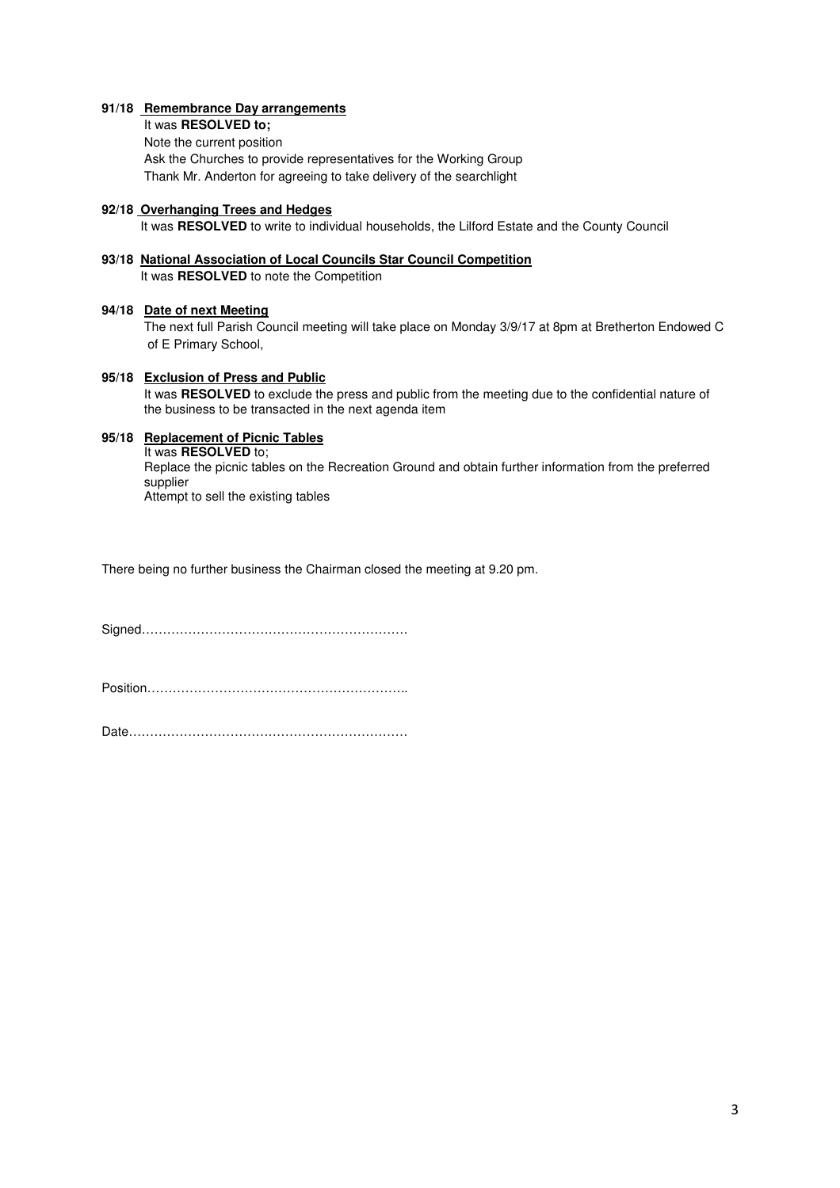**91/18 <u>Remembrance Day arrangements</u>**

It was **RESOLVED to;**
Note the current position
Ask the Churches to provide representatives for the Working Group
Thank Mr. Anderton for agreeing to take delivery of the searchlight

**92/18 <u>Overhanging Trees and Hedges</u>**

It was **RESOLVED** to write to individual households, the Lilford Estate and the County Council

**93/18 <u>National Association of Local Councils Star Council Competition</u>**

It was **RESOLVED** to note the Competition

**94/18 <u>Date of next Meeting</u>**

The next full Parish Council meeting will take place on Monday 3/9/17 at 8pm at Bretherton Endowed C of E Primary School,

**95/18 <u>Exclusion of Press and Public</u>**

It was **RESOLVED** to exclude the press and public from the meeting due to the confidential nature of the business to be transacted in the next agenda item

**95/18 <u>Replacement of Picnic Tables</u>**

It was **RESOLVED** to;
Replace the picnic tables on the Recreation Ground and obtain further information from the preferred supplier
Attempt to sell the existing tables

There being no further business the Chairman closed the meeting at 9.20 pm.

Signed……………………………………………………

Position……………………………………………………..

Date…………………………………………………………